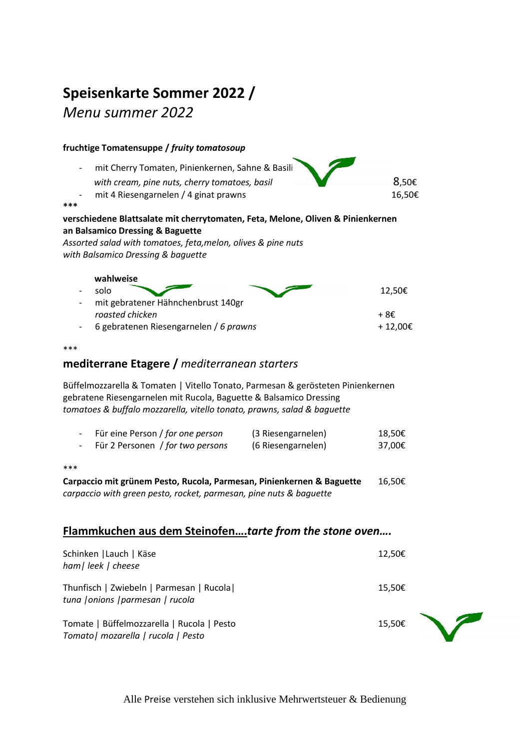# **Speisenkarte Sommer 2022 /**
## *Menu summer 2022*

**fruchtige Tomatensuppe / *fruity tomatosoup***

- mit Cherry Tomaten, Pinienkernen, Sahne & Basili
  *with cream, pine nuts, cherry tomatoes, basil* — 8,50€
- mit 4 Riesengarnelen / 4 ginat prawns — 16,50€

\*\*\*

**verschiedene Blattsalate mit cherrytomaten, Feta, Melone, Oliven & Pinienkernen an Balsamico Dressing & Baguette**
*Assorted salad with tomatoes, feta,melon, olives & pine nuts with Balsamico Dressing & baguette*

**wahlweise**

- solo — 12,50€
- mit gebratener Hähnchenbrust 140gr
  *roasted chicken* — + 8€
- 6 gebratenen Riesengarnelen / *6 prawns* — + 12,00€

\*\*\*

### **mediterrane Etagere /** *mediterranean starters*

Büffelmozzarella & Tomaten | Vitello Tonato, Parmesan & gerösteten Pinienkernen
gebratene Riesengarnelen mit Rucola, Baguette & Balsamico Dressing
*tomatoes & buffalo mozzarella, vitello tonato, prawns, salad & baguette*

- Für eine Person / *for one person* (3 Riesengarnelen) — 18,50€
- Für 2 Personen / *for two persons* (6 Riesengarnelen) — 37,00€

\*\*\*

**Carpaccio mit grünem Pesto, Rucola, Parmesan, Pinienkernen & Baguette** — 16,50€
*carpaccio with green pesto, rocket, parmesan, pine nuts & baguette*

## **Flammkuchen aus dem Steinofen….*tarte from the stone oven….***

Schinken |Lauch | Käse — 12,50€
*ham| leek | cheese*

Thunfisch | Zwiebeln | Parmesan | Rucola| — 15,50€
*tuna |onions |parmesan | rucola*

Tomate | Büffelmozzarella | Rucola | Pesto — 15,50€
*Tomato| mozarella | rucola | Pesto*

Alle Preise verstehen sich inklusive Mehrwertsteuer & Bedienung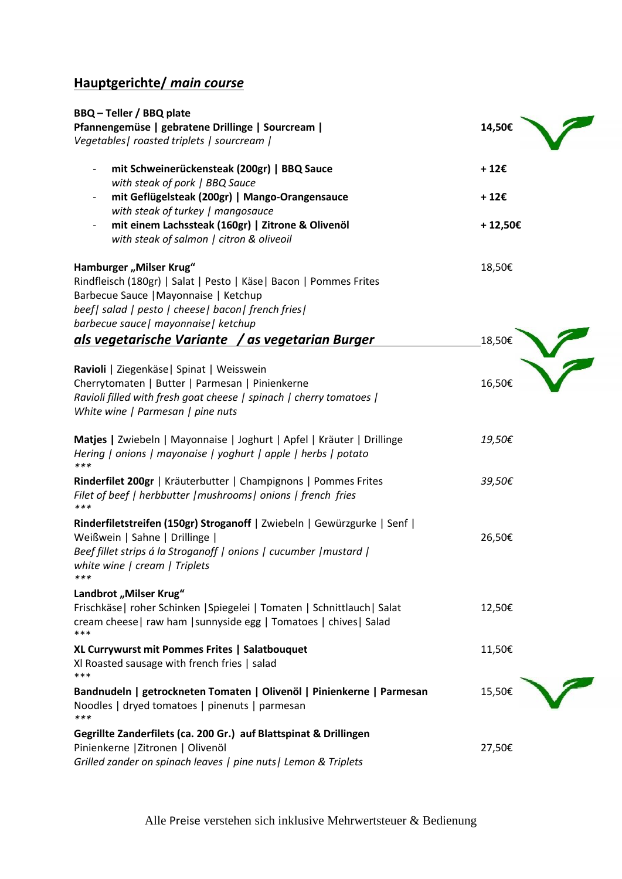## Hauptgerichte/ *main course*

**BBQ – Teller / BBQ plate**
**Pfannengemüse | gebratene Drillinge | Sourcream |** **14,50€**
*Vegetables| roasted triplets | sourcream |*

- **mit Schweinerückensteak (200gr) | BBQ Sauce** **+ 12€**
  *with steak of pork | BBQ Sauce*
- **mit Geflügelsteak (200gr) | Mango-Orangensauce** **+ 12€**
  *with steak of turkey | mangosauce*
- **mit einem Lachssteak (160gr) | Zitrone & Olivenöl** **+ 12,50€**
  *with steak of salmon | citron & oliveoil*

**Hamburger „Milser Krug“** 18,50€
Rindfleisch (180gr) | Salat | Pesto | Käse| Bacon | Pommes Frites
Barbecue Sauce |Mayonnaise | Ketchup
*beef| salad | pesto | cheese| bacon| french fries|*
*barbecue sauce| mayonnaise| ketchup*

***als vegetarische Variante / as vegetarian Burger*** 18,50€

**Ravioli** | Ziegenkäse| Spinat | Weisswein
Cherrytomaten | Butter | Parmesan | Pinienkerne 16,50€
*Ravioli filled with fresh goat cheese | spinach | cherry tomatoes |*
*White wine | Parmesan | pine nuts*

**Matjes |** Zwiebeln | Mayonnaise | Joghurt | Apfel | Kräuter | Drillinge *19,50€*
*Hering | onions | mayonaise | yoghurt | apple | herbs | potato*
\*\*\*

**Rinderfilet 200gr** | Kräuterbutter | Champignons | Pommes Frites *39,50€*
*Filet of beef | herbbutter |mushrooms| onions | french fries*
\*\*\*

**Rinderfiletstreifen (150gr) Stroganoff** | Zwiebeln | Gewürzgurke | Senf |
Weißwein | Sahne | Drillinge | 26,50€
*Beef fillet strips á la Stroganoff | onions | cucumber |mustard |*
*white wine | cream | Triplets*
\*\*\*

**Landbrot „Milser Krug“**
Frischkäse| roher Schinken |Spiegelei | Tomaten | Schnittlauch| Salat 12,50€
cream cheese| raw ham |sunnyside egg | Tomatoes | chives| Salad
\*\*\*

**XL Currywurst mit Pommes Frites | Salatbouquet** 11,50€
Xl Roasted sausage with french fries | salad
\*\*\*

**Bandnudeln | getrockneten Tomaten | Olivenöl | Pinienkerne | Parmesan** 15,50€
Noodles | dryed tomatoes | pinenuts | parmesan
\*\*\*

**Gegrillte Zanderfilets (ca. 200 Gr.) auf Blattspinat & Drillingen**
Pinienkerne |Zitronen | Olivenöl 27,50€
*Grilled zander on spinach leaves | pine nuts| Lemon & Triplets*

Alle Preise verstehen sich inklusive Mehrwertsteuer & Bedienung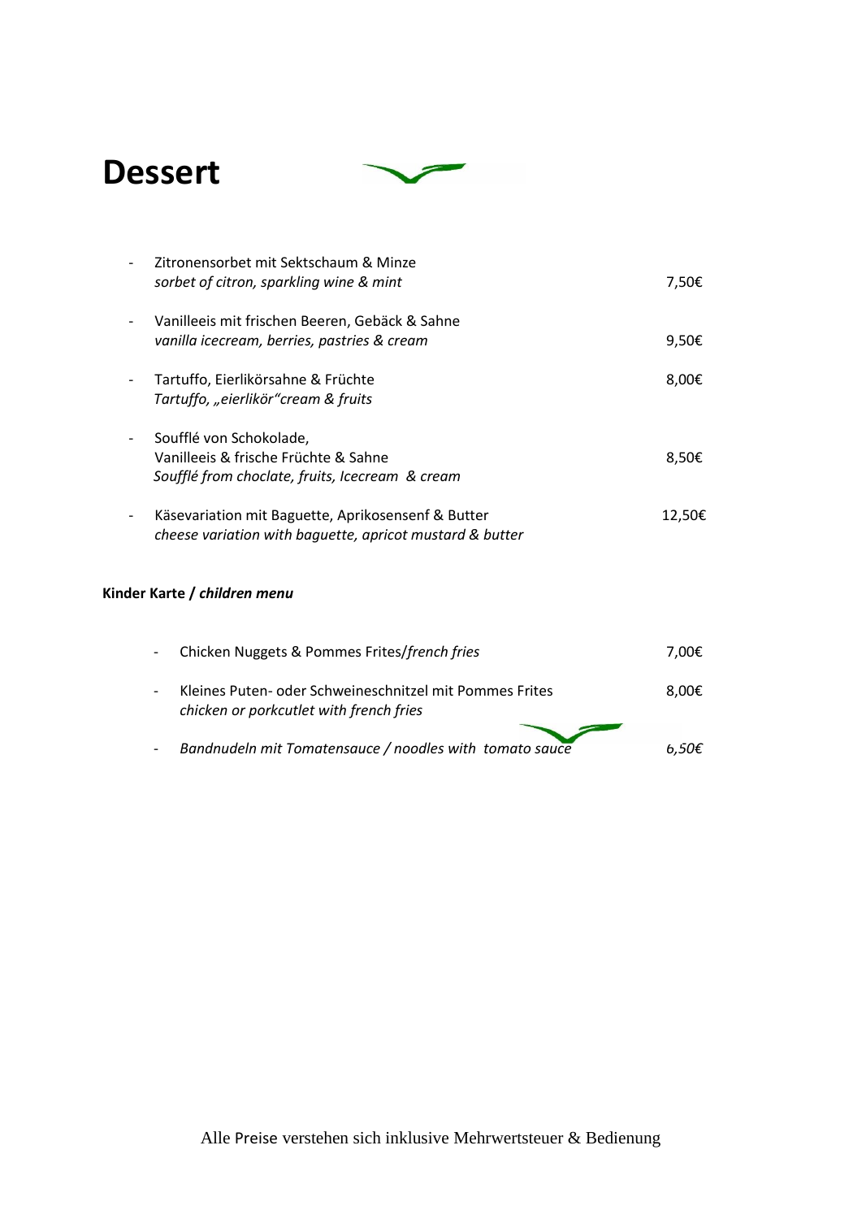# Dessert

- Zitronensorbet mit Sektschaum & Minze
  *sorbet of citron, sparkling wine & mint* 7,50€

- Vanilleeis mit frischen Beeren, Gebäck & Sahne
  *vanilla icecream, berries, pastries & cream* 9,50€

- Tartuffo, Eierlikörsahne & Früchte 8,00€
  *Tartuffo, „eierlikör"cream & fruits*

- Soufflé von Schokolade,
  Vanilleeis & frische Früchte & Sahne 8,50€
  *Soufflé from choclate, fruits, Icecream & cream*

- Käsevariation mit Baguette, Aprikosensenf & Butter 12,50€
  *cheese variation with baguette, apricot mustard & butter*

**Kinder Karte / *children menu***

- Chicken Nuggets & Pommes Frites/*french fries* 7,00€

- Kleines Puten- oder Schweineschnitzel mit Pommes Frites 8,00€
  *chicken or porkcutlet with french fries*

- *Bandnudeln mit Tomatensauce / noodles with tomato sauce* *6,50€*

Alle Preise verstehen sich inklusive Mehrwertsteuer & Bedienung